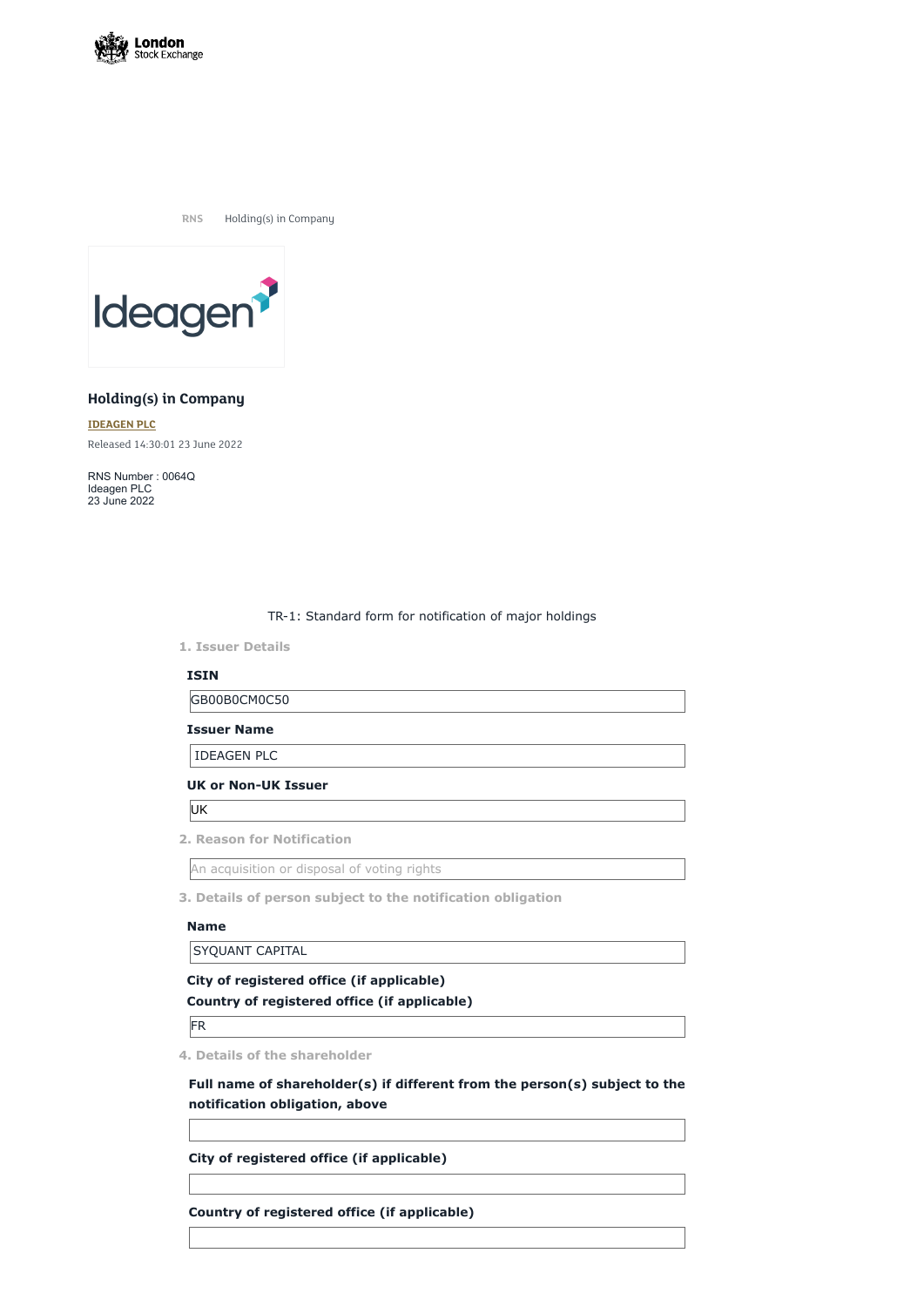RNS Holding(s) in Company

## Holding(s) in Company

**IDEAGEN PLC**

Released 14:30:01 23 June 2022

RNS Number : 0064Q
Ideagen PLC
23 June 2022

TR-1: Standard form for notification of major holdings

### 1. Issuer Details

**ISIN**

GB00B0CM0C50

**Issuer Name**

IDEAGEN PLC

**UK or Non-UK Issuer**

UK

### 2. Reason for Notification

An acquisition or disposal of voting rights

### 3. Details of person subject to the notification obligation

**Name**

SYQUANT CAPITAL

**City of registered office (if applicable)**

**Country of registered office (if applicable)**

FR

### 4. Details of the shareholder

**Full name of shareholder(s) if different from the person(s) subject to the notification obligation, above**

**City of registered office (if applicable)**

**Country of registered office (if applicable)**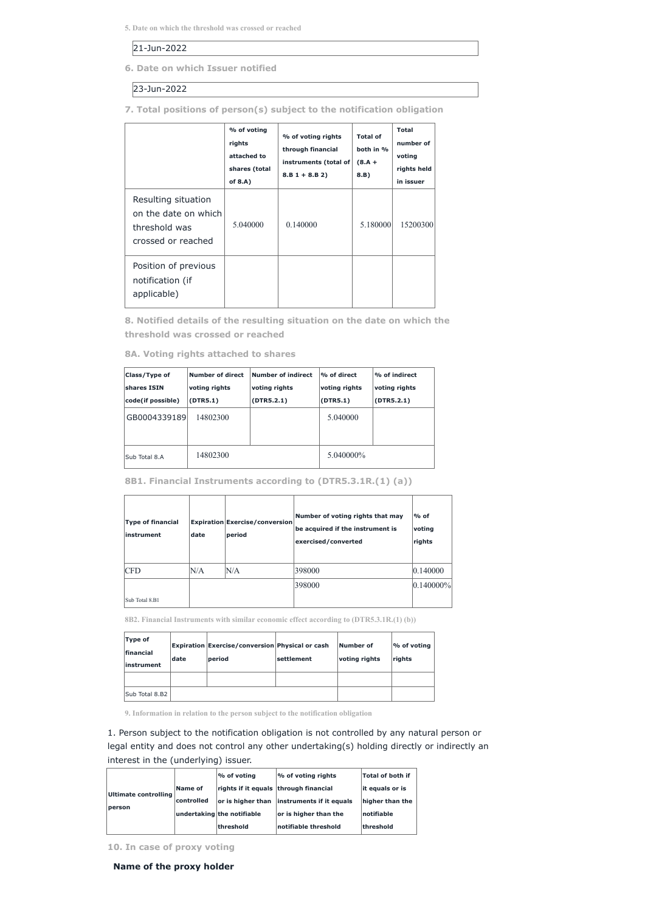**5. Date on which the threshold was crossed or reached**

21-Jun-2022

**6. Date on which Issuer notified**

23-Jun-2022

**7. Total positions of person(s) subject to the notification obligation**

| | % of voting rights attached to shares (total of 8.A) | % of voting rights through financial instruments (total of 8.B 1 + 8.B 2) | Total of both in % (8.A + 8.B) | Total number of voting rights held in issuer |
|---|---|---|---|---|
| Resulting situation on the date on which threshold was crossed or reached | 5.040000 | 0.140000 | 5.180000 | 15200300 |
| Position of previous notification (if applicable) | | | | |

**8. Notified details of the resulting situation on the date on which the threshold was crossed or reached**

**8A. Voting rights attached to shares**

| Class/Type of shares ISIN code(if possible) | Number of direct voting rights (DTR5.1) | Number of indirect voting rights (DTR5.2.1) | % of direct voting rights (DTR5.1) | % of indirect voting rights (DTR5.2.1) |
|---|---|---|---|---|
| GB0004339189 | 14802300 | | 5.040000 | |
| Sub Total 8.A | 14802300 | | 5.040000% | |

**8B1. Financial Instruments according to (DTR5.3.1R.(1) (a))**

| Type of financial instrument | Expiration date | Exercise/conversion period | Number of voting rights that may be acquired if the instrument is exercised/converted | % of voting rights |
|---|---|---|---|---|
| CFD | N/A | N/A | 398000 | 0.140000 |
| Sub Total 8.B1 | | | 398000 | 0.140000% |

**8B2. Financial Instruments with similar economic effect according to (DTR5.3.1R.(1) (b))**

| Type of financial instrument | Expiration date | Exercise/conversion period | Physical or cash settlement | Number of voting rights | % of voting rights |
|---|---|---|---|---|---|
| | | | | | |
| Sub Total 8.B2 | | | | | |

**9. Information in relation to the person subject to the notification obligation**

1. Person subject to the notification obligation is not controlled by any natural person or legal entity and does not control any other undertaking(s) holding directly or indirectly an interest in the (underlying) issuer.

| Ultimate controlling person | Name of controlled undertaking | % of voting rights if it equals or is higher than the notifiable threshold | % of voting rights through financial instruments if it equals or is higher than the notifiable threshold | Total of both if it equals or is higher than the notifiable threshold |
|---|---|---|---|---|

**10. In case of proxy voting**

**Name of the proxy holder**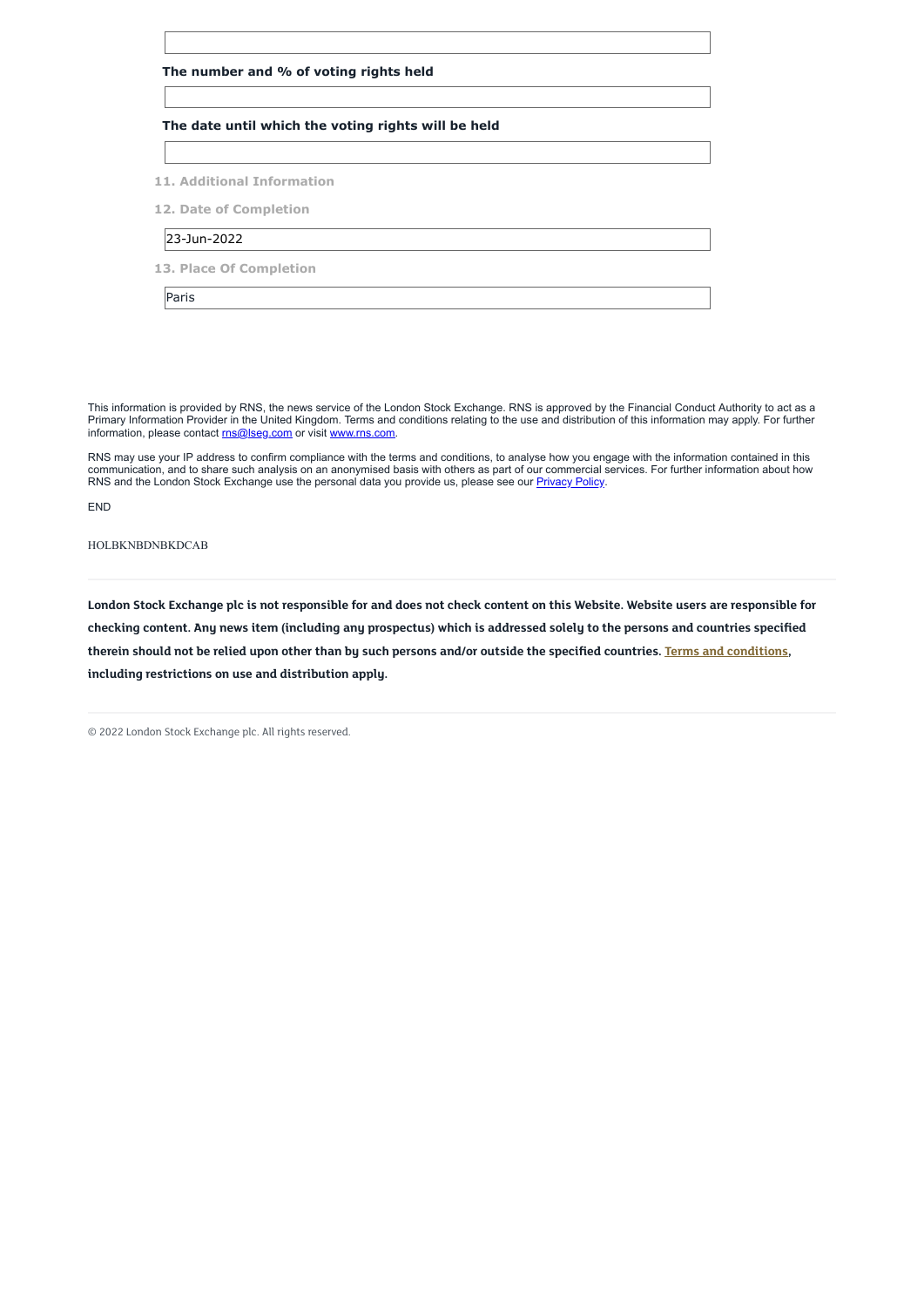**The number and % of voting rights held**

**The date until which the voting rights will be held**

### 11. Additional Information

### 12. Date of Completion

23-Jun-2022

### 13. Place Of Completion

Paris

This information is provided by RNS, the news service of the London Stock Exchange. RNS is approved by the Financial Conduct Authority to act as a Primary Information Provider in the United Kingdom. Terms and conditions relating to the use and distribution of this information may apply. For further information, please contact rns@lseg.com or visit www.rns.com.

RNS may use your IP address to confirm compliance with the terms and conditions, to analyse how you engage with the information contained in this communication, and to share such analysis on an anonymised basis with others as part of our commercial services. For further information about how RNS and the London Stock Exchange use the personal data you provide us, please see our Privacy Policy.

END

HOLBKNBDNBKDCAB

**London Stock Exchange plc is not responsible for and does not check content on this Website. Website users are responsible for checking content. Any news item (including any prospectus) which is addressed solely to the persons and countries specified therein should not be relied upon other than by such persons and/or outside the specified countries. Terms and conditions, including restrictions on use and distribution apply.**

© 2022 London Stock Exchange plc. All rights reserved.